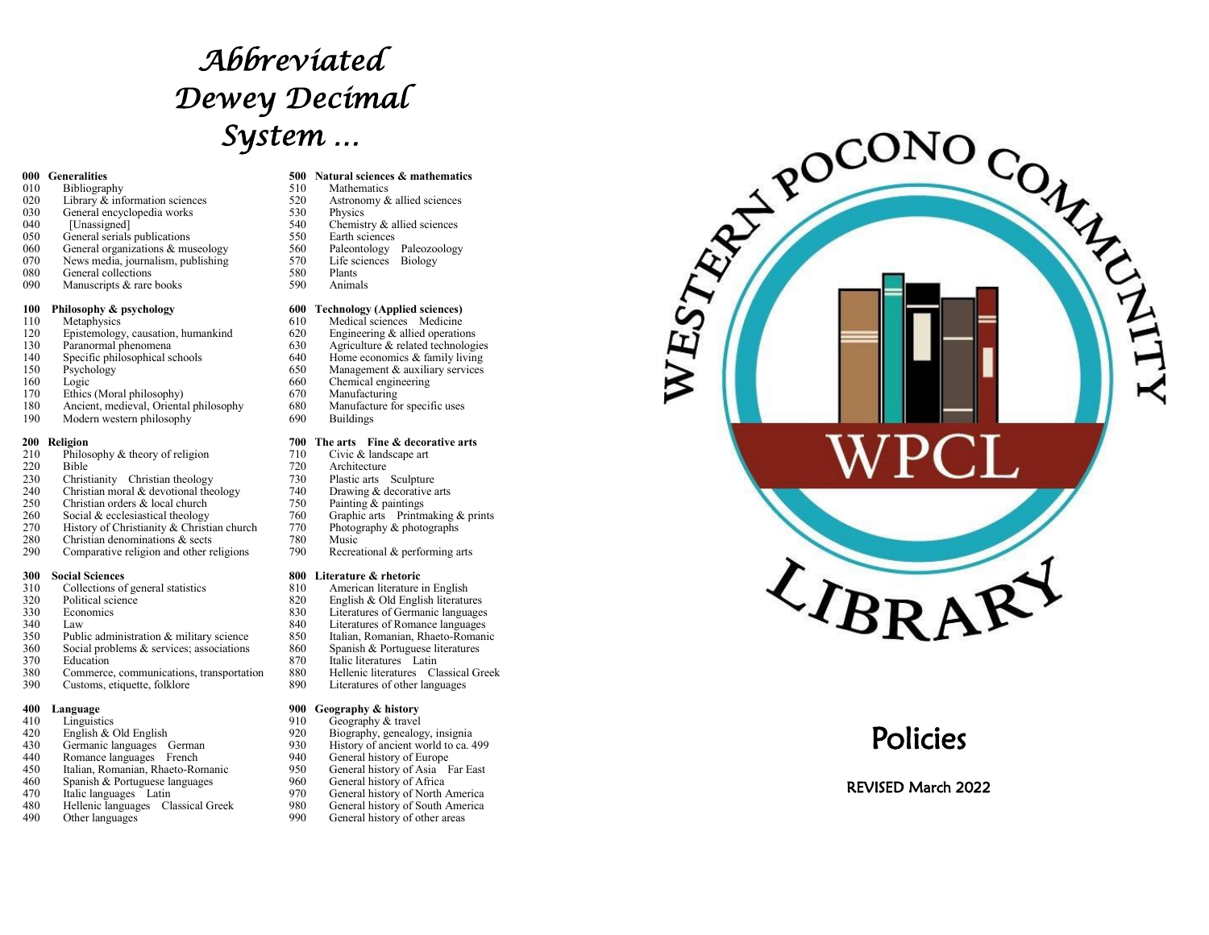# *Abbreviated Dewey Decimal System …*

**000 Generalities**
- 010 Bibliography
- 020 Library & information sciences
- 030 General encyclopedia works
- 040 [Unassigned]
- 050 General serials publications
- 060 General organizations & museology
- 070 News media, journalism, publishing
- 080 General collections
- 090 Manuscripts & rare books

**100 Philosophy & psychology**
- 110 Metaphysics
- 120 Epistemology, causation, humankind
- 130 Paranormal phenomena
- 140 Specific philosophical schools
- 150 Psychology
- 160 Logic
- 170 Ethics (Moral philosophy)
- 180 Ancient, medieval, Oriental philosophy
- 190 Modern western philosophy

**200 Religion**
- 210 Philosophy & theory of religion
- 220 Bible
- 230 Christianity Christian theology
- 240 Christian moral & devotional theology
- 250 Christian orders & local church
- 260 Social & ecclesiastical theology
- 270 History of Christianity & Christian church
- 280 Christian denominations & sects
- 290 Comparative religion and other religions

**300 Social Sciences**
- 310 Collections of general statistics
- 320 Political science
- 330 Economics
- 340 Law
- 350 Public administration & military science
- 360 Social problems & services; associations
- 370 Education
- 380 Commerce, communications, transportation
- 390 Customs, etiquette, folklore

**400 Language**
- 410 Linguistics
- 420 English & Old English
- 430 Germanic languages German
- 440 Romance languages French
- 450 Italian, Romanian, Rhaeto-Romanic
- 460 Spanish & Portuguese languages
- 470 Italic languages Latin
- 480 Hellenic languages Classical Greek
- 490 Other languages

**500 Natural sciences & mathematics**
- 510 Mathematics
- 520 Astronomy & allied sciences
- 530 Physics
- 540 Chemistry & allied sciences
- 550 Earth sciences
- 560 Paleontology Paleozoology
- 570 Life sciences Biology
- 580 Plants
- 590 Animals

**600 Technology (Applied sciences)**
- 610 Medical sciences Medicine
- 620 Engineering & allied operations
- 630 Agriculture & related technologies
- 640 Home economics & family living
- 650 Management & auxiliary services
- 660 Chemical engineering
- 670 Manufacturing
- 680 Manufacture for specific uses
- 690 Buildings

**700 The arts Fine & decorative arts**
- 710 Civic & landscape art
- 720 Architecture
- 730 Plastic arts Sculpture
- 740 Drawing & decorative arts
- 750 Painting & paintings
- 760 Graphic arts Printmaking & prints
- 770 Photography & photographs
- 780 Music
- 790 Recreational & performing arts

**800 Literature & rhetoric**
- 810 American literature in English
- 820 English & Old English literatures
- 830 Literatures of Germanic languages
- 840 Literatures of Romance languages
- 850 Italian, Romanian, Rhaeto-Romanic
- 860 Spanish & Portuguese literatures
- 870 Italic literatures Latin
- 880 Hellenic literatures Classical Greek
- 890 Literatures of other languages

**900 Geography & history**
- 910 Geography & travel
- 920 Biography, genealogy, insignia
- 930 History of ancient world to ca. 499
- 940 General history of Europe
- 950 General history of Asia Far East
- 960 General history of Africa
- 970 General history of North America
- 980 General history of South America
- 990 General history of other areas

WESTERN POCONO COMMUNITY LIBRARY

WPCL

# Policies

REVISED March 2022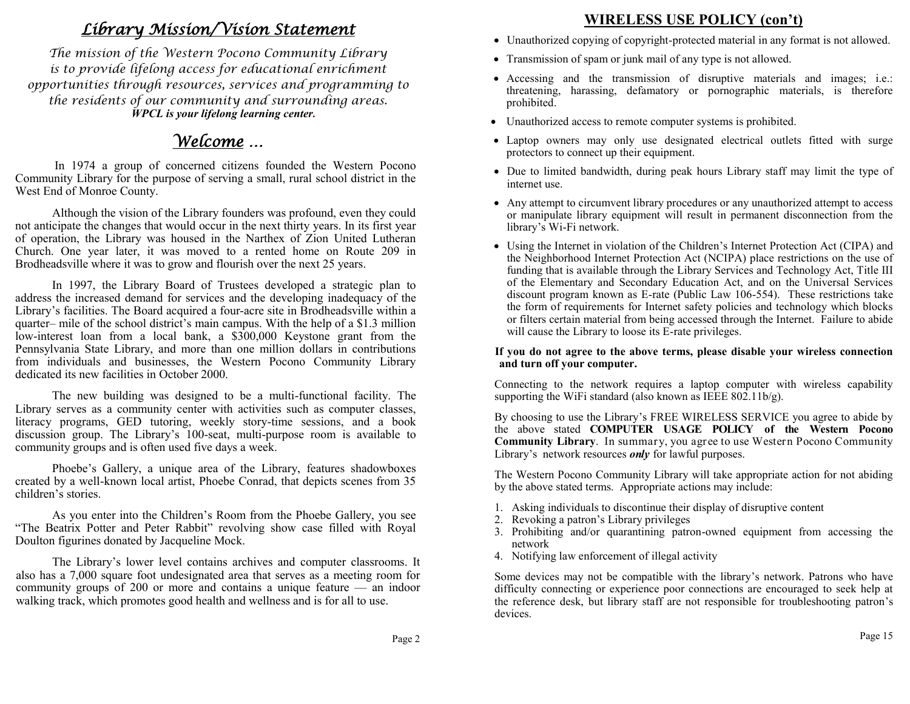## *Library Mission/Vision Statement*

*The mission of the Western Pocono Community Library is to provide lifelong access for educational enrichment opportunities through resources, services and programming to the residents of our community and surrounding areas.*

***WPCL is your lifelong learning center.***

## *Welcome …*

In 1974 a group of concerned citizens founded the Western Pocono Community Library for the purpose of serving a small, rural school district in the West End of Monroe County.

Although the vision of the Library founders was profound, even they could not anticipate the changes that would occur in the next thirty years. In its first year of operation, the Library was housed in the Narthex of Zion United Lutheran Church. One year later, it was moved to a rented home on Route 209 in Brodheadsville where it was to grow and flourish over the next 25 years.

In 1997, the Library Board of Trustees developed a strategic plan to address the increased demand for services and the developing inadequacy of the Library's facilities. The Board acquired a four-acre site in Brodheadsville within a quarter– mile of the school district's main campus. With the help of a $1.3 million low-interest loan from a local bank, a $300,000 Keystone grant from the Pennsylvania State Library, and more than one million dollars in contributions from individuals and businesses, the Western Pocono Community Library dedicated its new facilities in October 2000.

The new building was designed to be a multi-functional facility. The Library serves as a community center with activities such as computer classes, literacy programs, GED tutoring, weekly story-time sessions, and a book discussion group. The Library's 100-seat, multi-purpose room is available to community groups and is often used five days a week.

Phoebe's Gallery, a unique area of the Library, features shadowboxes created by a well-known local artist, Phoebe Conrad, that depicts scenes from 35 children's stories.

As you enter into the Children's Room from the Phoebe Gallery, you see "The Beatrix Potter and Peter Rabbit" revolving show case filled with Royal Doulton figurines donated by Jacqueline Mock.

The Library's lower level contains archives and computer classrooms. It also has a 7,000 square foot undesignated area that serves as a meeting room for community groups of 200 or more and contains a unique feature — an indoor walking track, which promotes good health and wellness and is for all to use.

## WIRELESS USE POLICY (con't)

- Unauthorized copying of copyright-protected material in any format is not allowed.
- Transmission of spam or junk mail of any type is not allowed.
- Accessing and the transmission of disruptive materials and images; i.e.: threatening, harassing, defamatory or pornographic materials, is therefore prohibited.
- Unauthorized access to remote computer systems is prohibited.
- Laptop owners may only use designated electrical outlets fitted with surge protectors to connect up their equipment.
- Due to limited bandwidth, during peak hours Library staff may limit the type of internet use.
- Any attempt to circumvent library procedures or any unauthorized attempt to access or manipulate library equipment will result in permanent disconnection from the library's Wi-Fi network.
- Using the Internet in violation of the Children's Internet Protection Act (CIPA) and the Neighborhood Internet Protection Act (NCIPA) place restrictions on the use of funding that is available through the Library Services and Technology Act, Title III of the Elementary and Secondary Education Act, and on the Universal Services discount program known as E-rate (Public Law 106-554). These restrictions take the form of requirements for Internet safety policies and technology which blocks or filters certain material from being accessed through the Internet. Failure to abide will cause the Library to loose its E-rate privileges.

**If you do not agree to the above terms, please disable your wireless connection and turn off your computer.**

Connecting to the network requires a laptop computer with wireless capability supporting the WiFi standard (also known as IEEE 802.11b/g).

By choosing to use the Library's FREE WIRELESS SERVICE you agree to abide by the above stated **COMPUTER USAGE POLICY of the Western Pocono Community Library**. In summary, you agree to use Western Pocono Community Library's network resources ***only*** for lawful purposes.

The Western Pocono Community Library will take appropriate action for not abiding by the above stated terms. Appropriate actions may include:

1. Asking individuals to discontinue their display of disruptive content
2. Revoking a patron's Library privileges
3. Prohibiting and/or quarantining patron-owned equipment from accessing the network
4. Notifying law enforcement of illegal activity

Some devices may not be compatible with the library's network. Patrons who have difficulty connecting or experience poor connections are encouraged to seek help at the reference desk, but library staff are not responsible for troubleshooting patron's devices.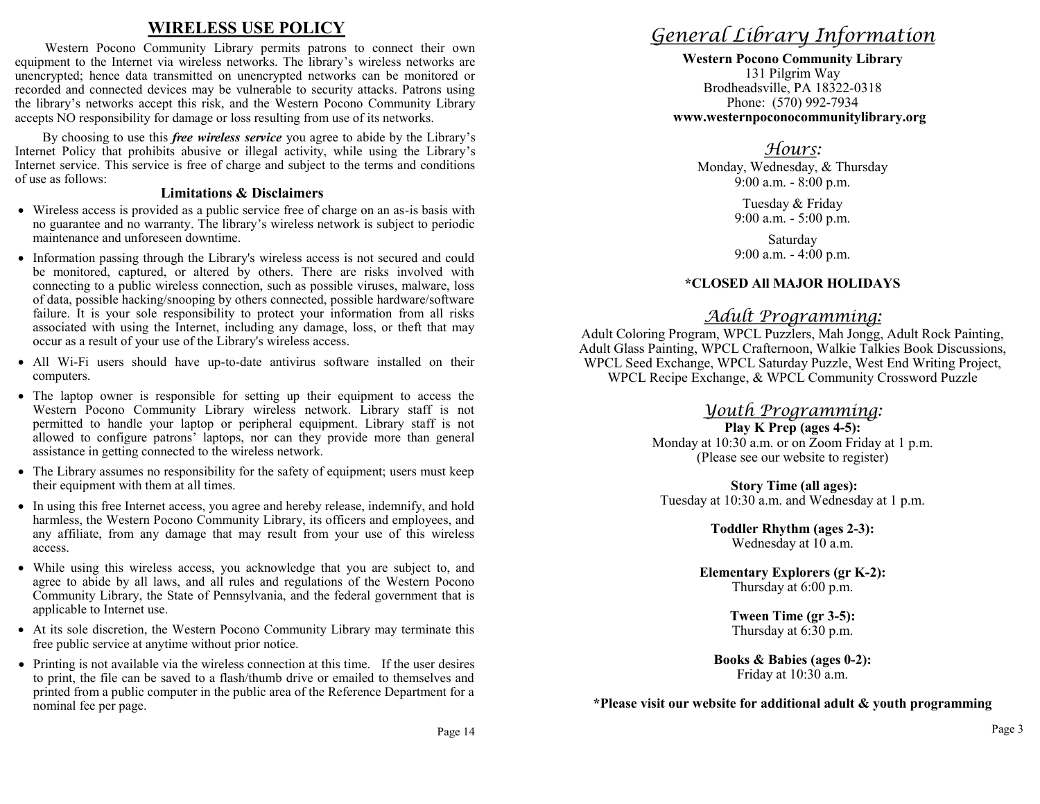## WIRELESS USE POLICY

Western Pocono Community Library permits patrons to connect their own equipment to the Internet via wireless networks. The library's wireless networks are unencrypted; hence data transmitted on unencrypted networks can be monitored or recorded and connected devices may be vulnerable to security attacks. Patrons using the library's networks accept this risk, and the Western Pocono Community Library accepts NO responsibility for damage or loss resulting from use of its networks.

By choosing to use this ***free wireless service*** you agree to abide by the Library's Internet Policy that prohibits abusive or illegal activity, while using the Library's Internet service. This service is free of charge and subject to the terms and conditions of use as follows:

### Limitations & Disclaimers

- Wireless access is provided as a public service free of charge on an as-is basis with no guarantee and no warranty. The library's wireless network is subject to periodic maintenance and unforeseen downtime.
- Information passing through the Library's wireless access is not secured and could be monitored, captured, or altered by others. There are risks involved with connecting to a public wireless connection, such as possible viruses, malware, loss of data, possible hacking/snooping by others connected, possible hardware/software failure. It is your sole responsibility to protect your information from all risks associated with using the Internet, including any damage, loss, or theft that may occur as a result of your use of the Library's wireless access.
- All Wi-Fi users should have up-to-date antivirus software installed on their computers.
- The laptop owner is responsible for setting up their equipment to access the Western Pocono Community Library wireless network. Library staff is not permitted to handle your laptop or peripheral equipment. Library staff is not allowed to configure patrons' laptops, nor can they provide more than general assistance in getting connected to the wireless network.
- The Library assumes no responsibility for the safety of equipment; users must keep their equipment with them at all times.
- In using this free Internet access, you agree and hereby release, indemnify, and hold harmless, the Western Pocono Community Library, its officers and employees, and any affiliate, from any damage that may result from your use of this wireless access.
- While using this wireless access, you acknowledge that you are subject to, and agree to abide by all laws, and all rules and regulations of the Western Pocono Community Library, the State of Pennsylvania, and the federal government that is applicable to Internet use.
- At its sole discretion, the Western Pocono Community Library may terminate this free public service at anytime without prior notice.
- Printing is not available via the wireless connection at this time. If the user desires to print, the file can be saved to a flash/thumb drive or emailed to themselves and printed from a public computer in the public area of the Reference Department for a nominal fee per page.

# General Library Information

**Western Pocono Community Library**
131 Pilgrim Way
Brodheadsville, PA 18322-0318
Phone: (570) 992-7934
**www.westernpoconocommunitylibrary.org**

## Hours:

Monday, Wednesday, & Thursday
9:00 a.m. - 8:00 p.m.

Tuesday & Friday
9:00 a.m. - 5:00 p.m.

Saturday
9:00 a.m. - 4:00 p.m.

**\*CLOSED All MAJOR HOLIDAYS**

## Adult Programming:

Adult Coloring Program, WPCL Puzzlers, Mah Jongg, Adult Rock Painting, Adult Glass Painting, WPCL Crafternoon, Walkie Talkies Book Discussions, WPCL Seed Exchange, WPCL Saturday Puzzle, West End Writing Project, WPCL Recipe Exchange, & WPCL Community Crossword Puzzle

## Youth Programming:

**Play K Prep (ages 4-5):**
Monday at 10:30 a.m. or on Zoom Friday at 1 p.m.
(Please see our website to register)

**Story Time (all ages):**
Tuesday at 10:30 a.m. and Wednesday at 1 p.m.

**Toddler Rhythm (ages 2-3):**
Wednesday at 10 a.m.

**Elementary Explorers (gr K-2):**
Thursday at 6:00 p.m.

**Tween Time (gr 3-5):**
Thursday at 6:30 p.m.

**Books & Babies (ages 0-2):**
Friday at 10:30 a.m.

**\*Please visit our website for additional adult & youth programming**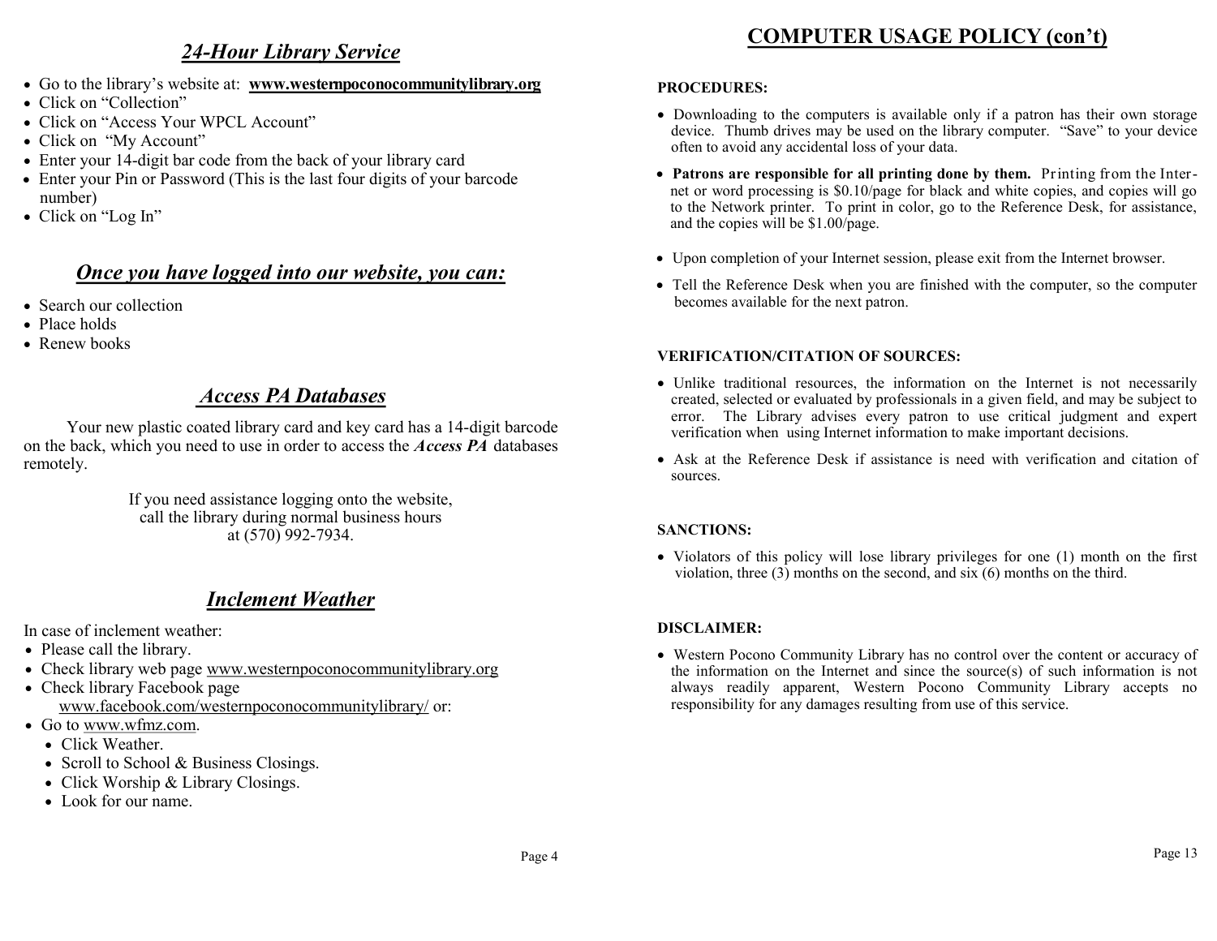## *24-Hour Library Service*

- Go to the library's website at: **www.westernpoconocommunitylibrary.org**
- Click on "Collection"
- Click on "Access Your WPCL Account"
- Click on "My Account"
- Enter your 14-digit bar code from the back of your library card
- Enter your Pin or Password (This is the last four digits of your barcode number)
- Click on "Log In"

## *Once you have logged into our website, you can:*

- Search our collection
- Place holds
- Renew books

## *Access PA Databases*

Your new plastic coated library card and key card has a 14-digit barcode on the back, which you need to use in order to access the ***Access PA*** databases remotely.

If you need assistance logging onto the website,
call the library during normal business hours
at (570) 992-7934.

## *Inclement Weather*

In case of inclement weather:

- Please call the library.
- Check library web page www.westernpoconocommunitylibrary.org
- Check library Facebook page www.facebook.com/westernpoconocommunitylibrary/ or:
- Go to www.wfmz.com.
  - Click Weather.
  - Scroll to School & Business Closings.
  - Click Worship & Library Closings.
  - Look for our name.

# COMPUTER USAGE POLICY (con't)

**PROCEDURES:**

- Downloading to the computers is available only if a patron has their own storage device. Thumb drives may be used on the library computer. "Save" to your device often to avoid any accidental loss of your data.
- **Patrons are responsible for all printing done by them.** Printing from the Internet or word processing is $0.10/page for black and white copies, and copies will go to the Network printer. To print in color, go to the Reference Desk, for assistance, and the copies will be $1.00/page.
- Upon completion of your Internet session, please exit from the Internet browser.
- Tell the Reference Desk when you are finished with the computer, so the computer becomes available for the next patron.

**VERIFICATION/CITATION OF SOURCES:**

- Unlike traditional resources, the information on the Internet is not necessarily created, selected or evaluated by professionals in a given field, and may be subject to error. The Library advises every patron to use critical judgment and expert verification when using Internet information to make important decisions.
- Ask at the Reference Desk if assistance is need with verification and citation of sources.

**SANCTIONS:**

- Violators of this policy will lose library privileges for one (1) month on the first violation, three (3) months on the second, and six (6) months on the third.

**DISCLAIMER:**

- Western Pocono Community Library has no control over the content or accuracy of the information on the Internet and since the source(s) of such information is not always readily apparent, Western Pocono Community Library accepts no responsibility for any damages resulting from use of this service.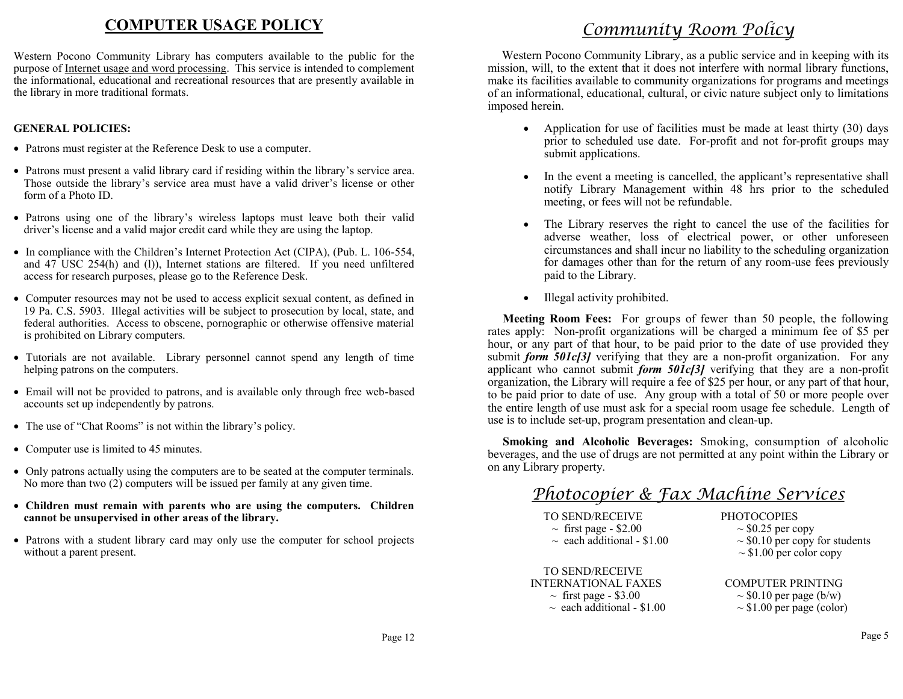## COMPUTER USAGE POLICY

Western Pocono Community Library has computers available to the public for the purpose of Internet usage and word processing. This service is intended to complement the informational, educational and recreational resources that are presently available in the library in more traditional formats.

**GENERAL POLICIES:**

- Patrons must register at the Reference Desk to use a computer.
- Patrons must present a valid library card if residing within the library's service area. Those outside the library's service area must have a valid driver's license or other form of a Photo ID.
- Patrons using one of the library's wireless laptops must leave both their valid driver's license and a valid major credit card while they are using the laptop.
- In compliance with the Children's Internet Protection Act (CIPA), (Pub. L. 106-554, and 47 USC 254(h) and (l)), Internet stations are filtered. If you need unfiltered access for research purposes, please go to the Reference Desk.
- Computer resources may not be used to access explicit sexual content, as defined in 19 Pa. C.S. 5903. Illegal activities will be subject to prosecution by local, state, and federal authorities. Access to obscene, pornographic or otherwise offensive material is prohibited on Library computers.
- Tutorials are not available. Library personnel cannot spend any length of time helping patrons on the computers.
- Email will not be provided to patrons, and is available only through free web-based accounts set up independently by patrons.
- The use of "Chat Rooms" is not within the library's policy.
- Computer use is limited to 45 minutes.
- Only patrons actually using the computers are to be seated at the computer terminals. No more than two (2) computers will be issued per family at any given time.
- **Children must remain with parents who are using the computers. Children cannot be unsupervised in other areas of the library.**
- Patrons with a student library card may only use the computer for school projects without a parent present.

## *Community Room Policy*

Western Pocono Community Library, as a public service and in keeping with its mission, will, to the extent that it does not interfere with normal library functions, make its facilities available to community organizations for programs and meetings of an informational, educational, cultural, or civic nature subject only to limitations imposed herein.

- Application for use of facilities must be made at least thirty (30) days prior to scheduled use date. For-profit and not for-profit groups may submit applications.
- In the event a meeting is cancelled, the applicant's representative shall notify Library Management within 48 hrs prior to the scheduled meeting, or fees will not be refundable.
- The Library reserves the right to cancel the use of the facilities for adverse weather, loss of electrical power, or other unforeseen circumstances and shall incur no liability to the scheduling organization for damages other than for the return of any room-use fees previously paid to the Library.
- Illegal activity prohibited.

**Meeting Room Fees:** For groups of fewer than 50 people, the following rates apply: Non-profit organizations will be charged a minimum fee of $5 per hour, or any part of that hour, to be paid prior to the date of use provided they submit ***form 501c[3]*** verifying that they are a non-profit organization. For any applicant who cannot submit ***form 501c[3]*** verifying that they are a non-profit organization, the Library will require a fee of $25 per hour, or any part of that hour, to be paid prior to date of use. Any group with a total of 50 or more people over the entire length of use must ask for a special room usage fee schedule. Length of use is to include set-up, program presentation and clean-up.

**Smoking and Alcoholic Beverages:** Smoking, consumption of alcoholic beverages, and the use of drugs are not permitted at any point within the Library or on any Library property.

## *Photocopier & Fax Machine Services*

TO SEND/RECEIVE
- ~ first page - $2.00
- ~ each additional - $1.00

TO SEND/RECEIVE INTERNATIONAL FAXES
- ~ first page - $3.00
- ~ each additional - $1.00

PHOTOCOPIES
- ~ $0.25 per copy
- ~ $0.10 per copy for students
- ~ $1.00 per color copy

COMPUTER PRINTING
- ~ $0.10 per page (b/w)
- ~ $1.00 per page (color)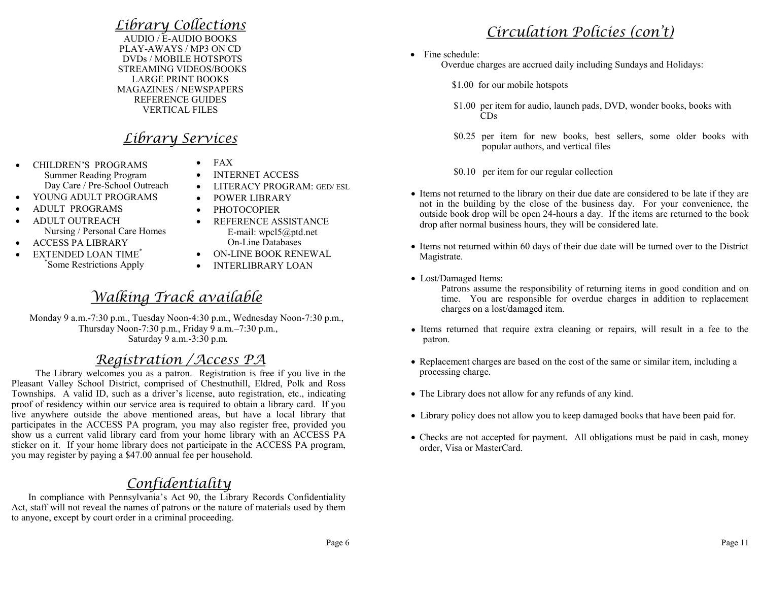## *Library Collections*

AUDIO / E-AUDIO BOOKS
PLAY-AWAYS / MP3 ON CD
DVDs / MOBILE HOTSPOTS
STREAMING VIDEOS/BOOKS
LARGE PRINT BOOKS
MAGAZINES / NEWSPAPERS
REFERENCE GUIDES
VERTICAL FILES

## *Library Services*

- CHILDREN'S PROGRAMS
  - Summer Reading Program
  - Day Care / Pre-School Outreach
- YOUNG ADULT PROGRAMS
- ADULT PROGRAMS
- ADULT OUTREACH
  - Nursing / Personal Care Homes
- ACCESS PA LIBRARY
- EXTENDED LOAN TIME*
  - *Some Restrictions Apply
- FAX
- INTERNET ACCESS
- LITERACY PROGRAM: GED/ ESL
- POWER LIBRARY
- PHOTOCOPIER
- REFERENCE ASSISTANCE
  - E-mail: wpcl5@ptd.net
  - On-Line Databases
- ON-LINE BOOK RENEWAL
- INTERLIBRARY LOAN

## *Walking Track available*

Monday 9 a.m.-7:30 p.m., Tuesday Noon-4:30 p.m., Wednesday Noon-7:30 p.m., Thursday Noon-7:30 p.m., Friday 9 a.m.–7:30 p.m., Saturday 9 a.m.-3:30 p.m.

## *Registration / Access PA*

The Library welcomes you as a patron. Registration is free if you live in the Pleasant Valley School District, comprised of Chestnuthill, Eldred, Polk and Ross Townships. A valid ID, such as a driver's license, auto registration, etc., indicating proof of residency within our service area is required to obtain a library card. If you live anywhere outside the above mentioned areas, but have a local library that participates in the ACCESS PA program, you may also register free, provided you show us a current valid library card from your home library with an ACCESS PA sticker on it. If your home library does not participate in the ACCESS PA program, you may register by paying a $47.00 annual fee per household.

## *Confidentiality*

In compliance with Pennsylvania's Act 90, the Library Records Confidentiality Act, staff will not reveal the names of patrons or the nature of materials used by them to anyone, except by court order in a criminal proceeding.

## *Circulation Policies (con't)*

- Fine schedule:

  Overdue charges are accrued daily including Sundays and Holidays:

  $1.00 for our mobile hotspots

  $1.00 per item for audio, launch pads, DVD, wonder books, books with CDs

  $0.25 per item for new books, best sellers, some older books with popular authors, and vertical files

  $0.10 per item for our regular collection

- Items not returned to the library on their due date are considered to be late if they are not in the building by the close of the business day. For your convenience, the outside book drop will be open 24-hours a day. If the items are returned to the book drop after normal business hours, they will be considered late.
- Items not returned within 60 days of their due date will be turned over to the District Magistrate.
- Lost/Damaged Items:

  Patrons assume the responsibility of returning items in good condition and on time. You are responsible for overdue charges in addition to replacement charges on a lost/damaged item.
- Items returned that require extra cleaning or repairs, will result in a fee to the patron.
- Replacement charges are based on the cost of the same or similar item, including a processing charge.
- The Library does not allow for any refunds of any kind.
- Library policy does not allow you to keep damaged books that have been paid for.
- Checks are not accepted for payment. All obligations must be paid in cash, money order, Visa or MasterCard.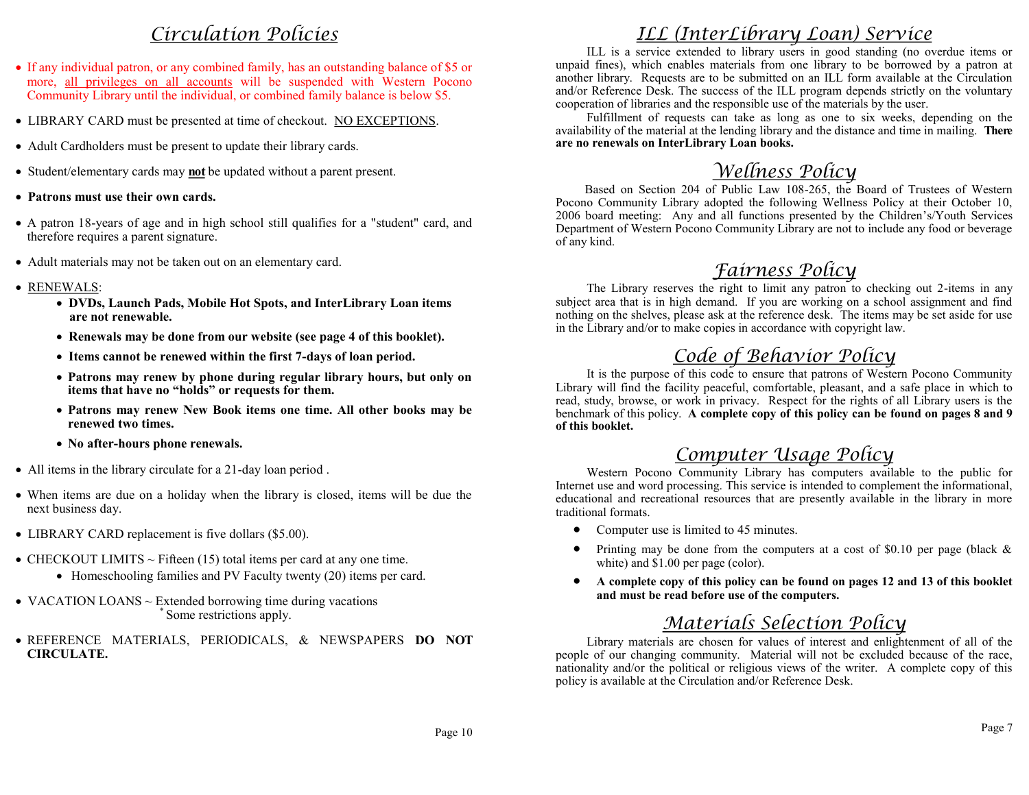# Circulation Policies

- If any individual patron, or any combined family, has an outstanding balance of $5 or more, all privileges on all accounts will be suspended with Western Pocono Community Library until the individual, or combined family balance is below $5.
- LIBRARY CARD must be presented at time of checkout. NO EXCEPTIONS.
- Adult Cardholders must be present to update their library cards.
- Student/elementary cards may **not** be updated without a parent present.
- **Patrons must use their own cards.**
- A patron 18-years of age and in high school still qualifies for a "student" card, and therefore requires a parent signature.
- Adult materials may not be taken out on an elementary card.
- RENEWALS:
  - **DVDs, Launch Pads, Mobile Hot Spots, and InterLibrary Loan items are not renewable.**
  - **Renewals may be done from our website (see page 4 of this booklet).**
  - **Items cannot be renewed within the first 7-days of loan period.**
  - **Patrons may renew by phone during regular library hours, but only on items that have no "holds" or requests for them.**
  - **Patrons may renew New Book items one time. All other books may be renewed two times.**
  - **No after-hours phone renewals.**
- All items in the library circulate for a 21-day loan period .
- When items are due on a holiday when the library is closed, items will be due the next business day.
- LIBRARY CARD replacement is five dollars ($5.00).
- CHECKOUT LIMITS ~ Fifteen (15) total items per card at any one time.
  - Homeschooling families and PV Faculty twenty (20) items per card.
- VACATION LOANS ~ Extended borrowing time during vacations
  - *Some restrictions apply.
- REFERENCE MATERIALS, PERIODICALS, & NEWSPAPERS **DO NOT CIRCULATE.**

# ILL (InterLibrary Loan) Service

ILL is a service extended to library users in good standing (no overdue items or unpaid fines), which enables materials from one library to be borrowed by a patron at another library. Requests are to be submitted on an ILL form available at the Circulation and/or Reference Desk. The success of the ILL program depends strictly on the voluntary cooperation of libraries and the responsible use of the materials by the user.

Fulfillment of requests can take as long as one to six weeks, depending on the availability of the material at the lending library and the distance and time in mailing. **There are no renewals on InterLibrary Loan books.**

# Wellness Policy

Based on Section 204 of Public Law 108-265, the Board of Trustees of Western Pocono Community Library adopted the following Wellness Policy at their October 10, 2006 board meeting: Any and all functions presented by the Children's/Youth Services Department of Western Pocono Community Library are not to include any food or beverage of any kind.

# Fairness Policy

The Library reserves the right to limit any patron to checking out 2-items in any subject area that is in high demand. If you are working on a school assignment and find nothing on the shelves, please ask at the reference desk. The items may be set aside for use in the Library and/or to make copies in accordance with copyright law.

# Code of Behavior Policy

It is the purpose of this code to ensure that patrons of Western Pocono Community Library will find the facility peaceful, comfortable, pleasant, and a safe place in which to read, study, browse, or work in privacy. Respect for the rights of all Library users is the benchmark of this policy. **A complete copy of this policy can be found on pages 8 and 9 of this booklet.**

# Computer Usage Policy

Western Pocono Community Library has computers available to the public for Internet use and word processing. This service is intended to complement the informational, educational and recreational resources that are presently available in the library in more traditional formats.

- Computer use is limited to 45 minutes.
- Printing may be done from the computers at a cost of $0.10 per page (black & white) and $1.00 per page (color).
- **A complete copy of this policy can be found on pages 12 and 13 of this booklet and must be read before use of the computers.**

# Materials Selection Policy

Library materials are chosen for values of interest and enlightenment of all of the people of our changing community. Material will not be excluded because of the race, nationality and/or the political or religious views of the writer. A complete copy of this policy is available at the Circulation and/or Reference Desk.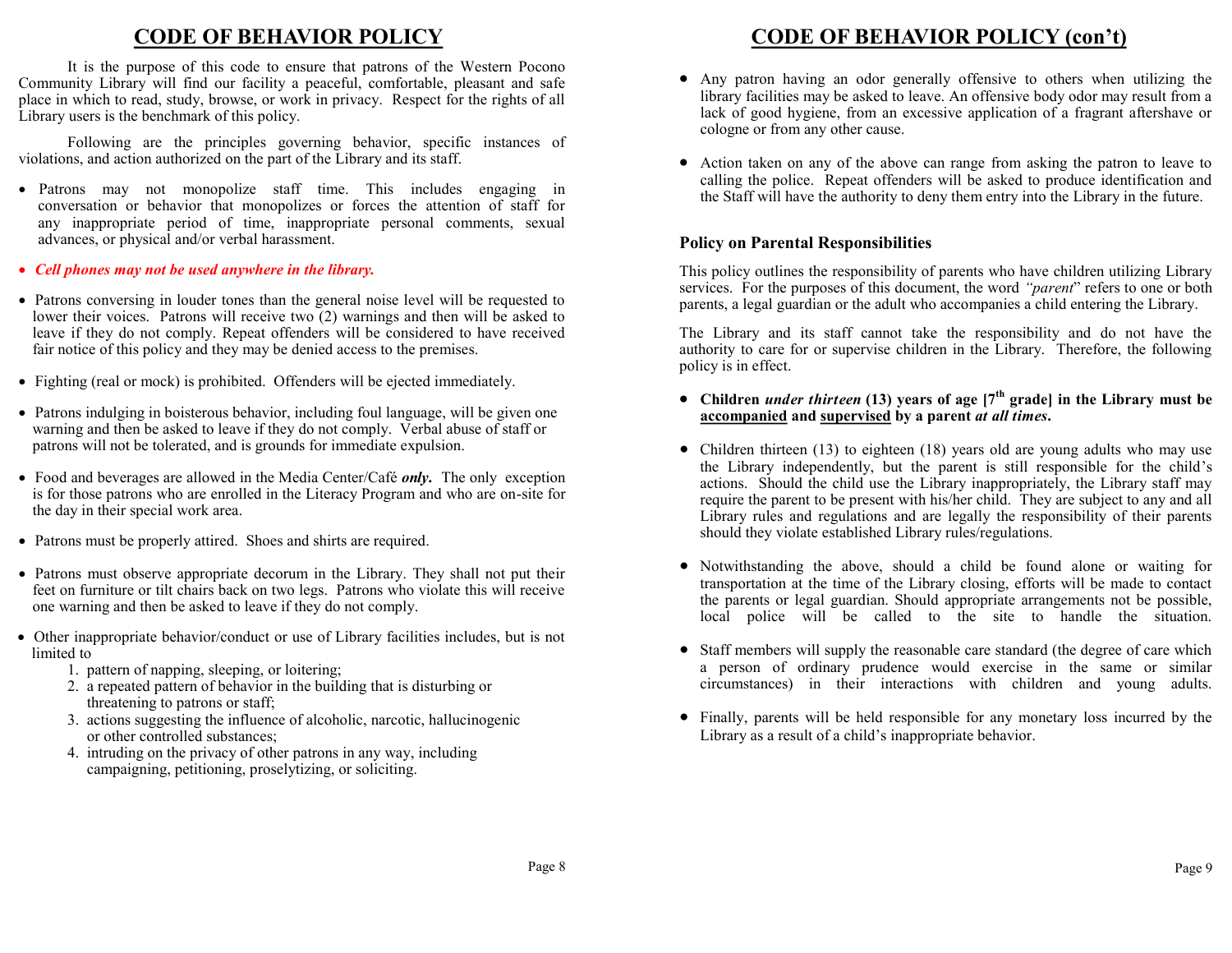# CODE OF BEHAVIOR POLICY

It is the purpose of this code to ensure that patrons of the Western Pocono Community Library will find our facility a peaceful, comfortable, pleasant and safe place in which to read, study, browse, or work in privacy. Respect for the rights of all Library users is the benchmark of this policy.

Following are the principles governing behavior, specific instances of violations, and action authorized on the part of the Library and its staff.

- Patrons may not monopolize staff time. This includes engaging in conversation or behavior that monopolizes or forces the attention of staff for any inappropriate period of time, inappropriate personal comments, sexual advances, or physical and/or verbal harassment.
- ***Cell phones may not be used anywhere in the library.***
- Patrons conversing in louder tones than the general noise level will be requested to lower their voices. Patrons will receive two (2) warnings and then will be asked to leave if they do not comply. Repeat offenders will be considered to have received fair notice of this policy and they may be denied access to the premises.
- Fighting (real or mock) is prohibited. Offenders will be ejected immediately.
- Patrons indulging in boisterous behavior, including foul language, will be given one warning and then be asked to leave if they do not comply. Verbal abuse of staff or patrons will not be tolerated, and is grounds for immediate expulsion.
- Food and beverages are allowed in the Media Center/Café ***only.*** The only exception is for those patrons who are enrolled in the Literacy Program and who are on-site for the day in their special work area.
- Patrons must be properly attired. Shoes and shirts are required.
- Patrons must observe appropriate decorum in the Library. They shall not put their feet on furniture or tilt chairs back on two legs. Patrons who violate this will receive one warning and then be asked to leave if they do not comply.
- Other inappropriate behavior/conduct or use of Library facilities includes, but is not limited to
  1. pattern of napping, sleeping, or loitering;
  2. a repeated pattern of behavior in the building that is disturbing or threatening to patrons or staff;
  3. actions suggesting the influence of alcoholic, narcotic, hallucinogenic or other controlled substances;
  4. intruding on the privacy of other patrons in any way, including campaigning, petitioning, proselytizing, or soliciting.

# CODE OF BEHAVIOR POLICY (con't)

- Any patron having an odor generally offensive to others when utilizing the library facilities may be asked to leave. An offensive body odor may result from a lack of good hygiene, from an excessive application of a fragrant aftershave or cologne or from any other cause.
- Action taken on any of the above can range from asking the patron to leave to calling the police. Repeat offenders will be asked to produce identification and the Staff will have the authority to deny them entry into the Library in the future.

### Policy on Parental Responsibilities

This policy outlines the responsibility of parents who have children utilizing Library services. For the purposes of this document, the word *"parent"* refers to one or both parents, a legal guardian or the adult who accompanies a child entering the Library.

The Library and its staff cannot take the responsibility and do not have the authority to care for or supervise children in the Library. Therefore, the following policy is in effect.

- **Children *under thirteen* (13) years of age [7th grade] in the Library must be <u>accompanied</u> and <u>supervised</u> by a parent *at all times*.**
- Children thirteen (13) to eighteen (18) years old are young adults who may use the Library independently, but the parent is still responsible for the child's actions. Should the child use the Library inappropriately, the Library staff may require the parent to be present with his/her child. They are subject to any and all Library rules and regulations and are legally the responsibility of their parents should they violate established Library rules/regulations.
- Notwithstanding the above, should a child be found alone or waiting for transportation at the time of the Library closing, efforts will be made to contact the parents or legal guardian. Should appropriate arrangements not be possible, local police will be called to the site to handle the situation.
- Staff members will supply the reasonable care standard (the degree of care which a person of ordinary prudence would exercise in the same or similar circumstances) in their interactions with children and young adults.
- Finally, parents will be held responsible for any monetary loss incurred by the Library as a result of a child's inappropriate behavior.